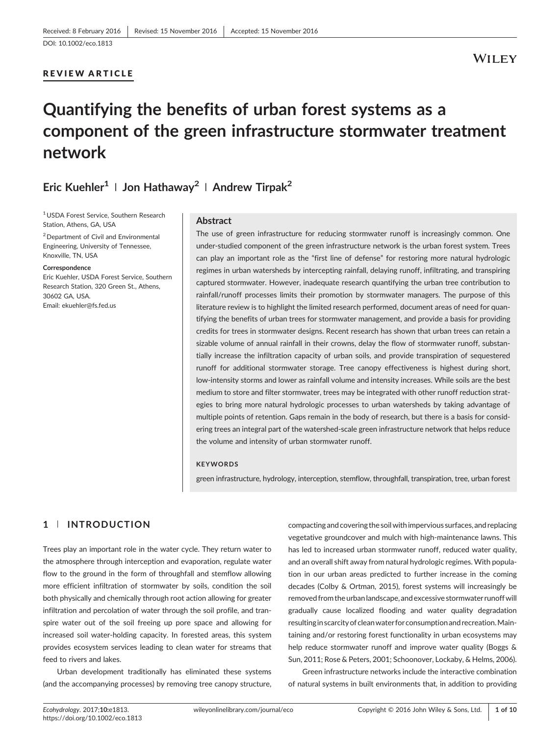Received: 8 February 2016 | Revised: 15 November 2016 | Accepted: 15 November 2016

DOI: 10.1002/eco.1813

REVIEW ARTICLE

# Quantifying the benefits of urban forest systems as a component of the green infrastructure stormwater treatment network

**Eric Kuehler[1] | Jon Hathaway[2] | Andrew Tirpak[2]**

[1] USDA Forest Service, Southern Research Station, Athens, GA, USA

[2] Department of Civil and Environmental Engineering, University of Tennessee, Knoxville, TN, USA

**Correspondence**
Eric Kuehler, USDA Forest Service, Southern Research Station, 320 Green St., Athens, 30602 GA, USA.
Email: ekuehler@fs.fed.us

## Abstract

The use of green infrastructure for reducing stormwater runoff is increasingly common. One under-studied component of the green infrastructure network is the urban forest system. Trees can play an important role as the "first line of defense" for restoring more natural hydrologic regimes in urban watersheds by intercepting rainfall, delaying runoff, infiltrating, and transpiring captured stormwater. However, inadequate research quantifying the urban tree contribution to rainfall/runoff processes limits their promotion by stormwater managers. The purpose of this literature review is to highlight the limited research performed, document areas of need for quantifying the benefits of urban trees for stormwater management, and provide a basis for providing credits for trees in stormwater designs. Recent research has shown that urban trees can retain a sizable volume of annual rainfall in their crowns, delay the flow of stormwater runoff, substantially increase the infiltration capacity of urban soils, and provide transpiration of sequestered runoff for additional stormwater storage. Tree canopy effectiveness is highest during short, low-intensity storms and lower as rainfall volume and intensity increases. While soils are the best medium to store and filter stormwater, trees may be integrated with other runoff reduction strategies to bring more natural hydrologic processes to urban watersheds by taking advantage of multiple points of retention. Gaps remain in the body of research, but there is a basis for considering trees an integral part of the watershed-scale green infrastructure network that helps reduce the volume and intensity of urban stormwater runoff.

**KEYWORDS**

green infrastructure, hydrology, interception, stemflow, throughfall, transpiration, tree, urban forest

## 1 | INTRODUCTION

Trees play an important role in the water cycle. They return water to the atmosphere through interception and evaporation, regulate water flow to the ground in the form of throughfall and stemflow allowing more efficient infiltration of stormwater by soils, condition the soil both physically and chemically through root action allowing for greater infiltration and percolation of water through the soil profile, and transpire water out of the soil freeing up pore space and allowing for increased soil water-holding capacity. In forested areas, this system provides ecosystem services leading to clean water for streams that feed to rivers and lakes.

Urban development traditionally has eliminated these systems (and the accompanying processes) by removing tree canopy structure, compacting and covering the soil with impervious surfaces, and replacing vegetative groundcover and mulch with high-maintenance lawns. This has led to increased urban stormwater runoff, reduced water quality, and an overall shift away from natural hydrologic regimes. With population in our urban areas predicted to further increase in the coming decades (Colby & Ortman, 2015), forest systems will increasingly be removed from the urban landscape, and excessive stormwater runoff will gradually cause localized flooding and water quality degradation resulting in scarcity of clean water for consumption and recreation. Maintaining and/or restoring forest functionality in urban ecosystems may help reduce stormwater runoff and improve water quality (Boggs & Sun, 2011; Rose & Peters, 2001; Schoonover, Lockaby, & Helms, 2006).

Green infrastructure networks include the interactive combination of natural systems in built environments that, in addition to providing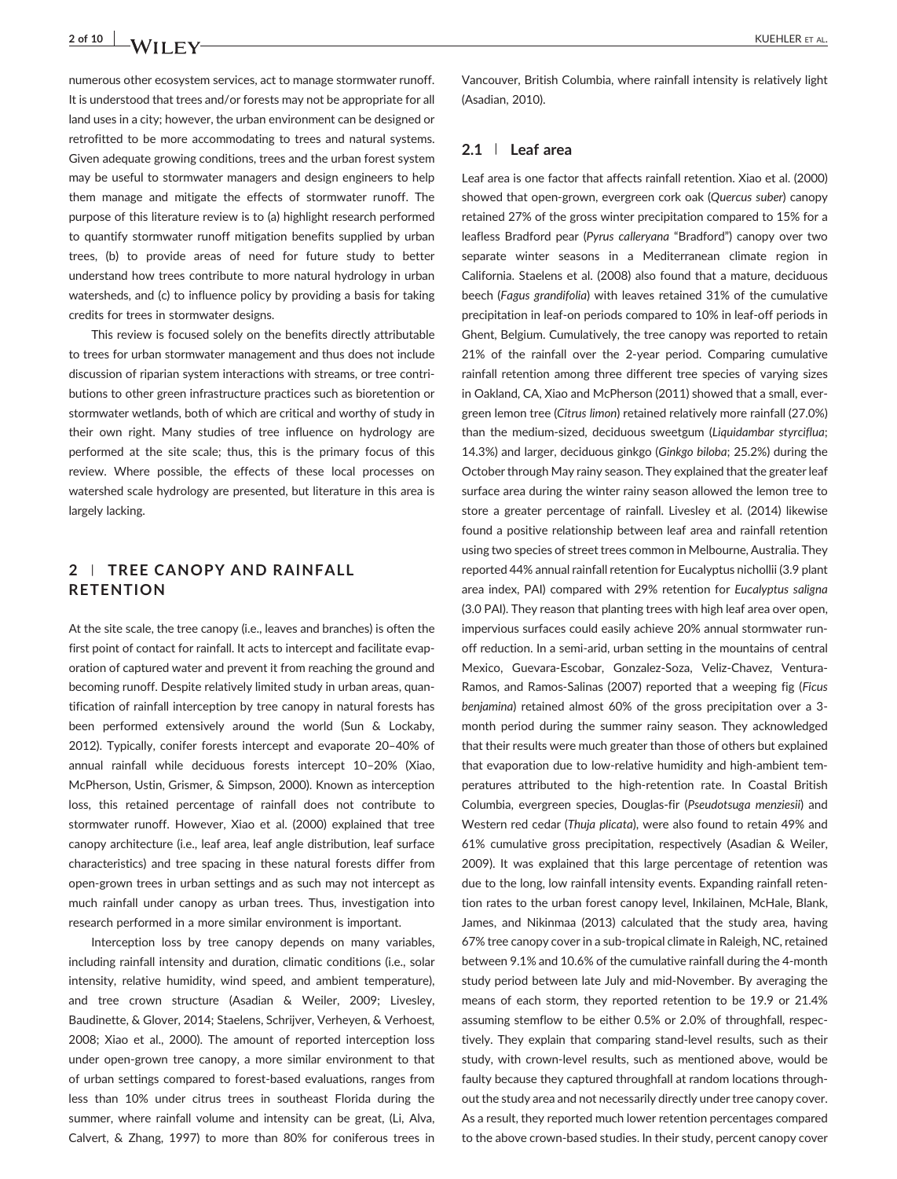numerous other ecosystem services, act to manage stormwater runoff. It is understood that trees and/or forests may not be appropriate for all land uses in a city; however, the urban environment can be designed or retrofitted to be more accommodating to trees and natural systems. Given adequate growing conditions, trees and the urban forest system may be useful to stormwater managers and design engineers to help them manage and mitigate the effects of stormwater runoff. The purpose of this literature review is to (a) highlight research performed to quantify stormwater runoff mitigation benefits supplied by urban trees, (b) to provide areas of need for future study to better understand how trees contribute to more natural hydrology in urban watersheds, and (c) to influence policy by providing a basis for taking credits for trees in stormwater designs.

This review is focused solely on the benefits directly attributable to trees for urban stormwater management and thus does not include discussion of riparian system interactions with streams, or tree contributions to other green infrastructure practices such as bioretention or stormwater wetlands, both of which are critical and worthy of study in their own right. Many studies of tree influence on hydrology are performed at the site scale; thus, this is the primary focus of this review. Where possible, the effects of these local processes on watershed scale hydrology are presented, but literature in this area is largely lacking.

## 2 | TREE CANOPY AND RAINFALL RETENTION

At the site scale, the tree canopy (i.e., leaves and branches) is often the first point of contact for rainfall. It acts to intercept and facilitate evaporation of captured water and prevent it from reaching the ground and becoming runoff. Despite relatively limited study in urban areas, quantification of rainfall interception by tree canopy in natural forests has been performed extensively around the world (Sun & Lockaby, 2012). Typically, conifer forests intercept and evaporate 20–40% of annual rainfall while deciduous forests intercept 10–20% (Xiao, McPherson, Ustin, Grismer, & Simpson, 2000). Known as interception loss, this retained percentage of rainfall does not contribute to stormwater runoff. However, Xiao et al. (2000) explained that tree canopy architecture (i.e., leaf area, leaf angle distribution, leaf surface characteristics) and tree spacing in these natural forests differ from open-grown trees in urban settings and as such may not intercept as much rainfall under canopy as urban trees. Thus, investigation into research performed in a more similar environment is important.

Interception loss by tree canopy depends on many variables, including rainfall intensity and duration, climatic conditions (i.e., solar intensity, relative humidity, wind speed, and ambient temperature), and tree crown structure (Asadian & Weiler, 2009; Livesley, Baudinette, & Glover, 2014; Staelens, Schrijver, Verheyen, & Verhoest, 2008; Xiao et al., 2000). The amount of reported interception loss under open-grown tree canopy, a more similar environment to that of urban settings compared to forest-based evaluations, ranges from less than 10% under citrus trees in southeast Florida during the summer, where rainfall volume and intensity can be great, (Li, Alva, Calvert, & Zhang, 1997) to more than 80% for coniferous trees in Vancouver, British Columbia, where rainfall intensity is relatively light (Asadian, 2010).

### 2.1 | Leaf area

Leaf area is one factor that affects rainfall retention. Xiao et al. (2000) showed that open-grown, evergreen cork oak (*Quercus suber*) canopy retained 27% of the gross winter precipitation compared to 15% for a leafless Bradford pear (*Pyrus calleryana* "Bradford") canopy over two separate winter seasons in a Mediterranean climate region in California. Staelens et al. (2008) also found that a mature, deciduous beech (*Fagus grandifolia*) with leaves retained 31% of the cumulative precipitation in leaf-on periods compared to 10% in leaf-off periods in Ghent, Belgium. Cumulatively, the tree canopy was reported to retain 21% of the rainfall over the 2-year period. Comparing cumulative rainfall retention among three different tree species of varying sizes in Oakland, CA, Xiao and McPherson (2011) showed that a small, evergreen lemon tree (*Citrus limon*) retained relatively more rainfall (27.0%) than the medium-sized, deciduous sweetgum (*Liquidambar styrciflua*; 14.3%) and larger, deciduous ginkgo (*Ginkgo biloba*; 25.2%) during the October through May rainy season. They explained that the greater leaf surface area during the winter rainy season allowed the lemon tree to store a greater percentage of rainfall. Livesley et al. (2014) likewise found a positive relationship between leaf area and rainfall retention using two species of street trees common in Melbourne, Australia. They reported 44% annual rainfall retention for Eucalyptus nichollii (3.9 plant area index, PAI) compared with 29% retention for *Eucalyptus saligna* (3.0 PAI). They reason that planting trees with high leaf area over open, impervious surfaces could easily achieve 20% annual stormwater runoff reduction. In a semi-arid, urban setting in the mountains of central Mexico, Guevara-Escobar, Gonzalez-Soza, Veliz-Chavez, Ventura-Ramos, and Ramos-Salinas (2007) reported that a weeping fig (*Ficus benjamina*) retained almost 60% of the gross precipitation over a 3-month period during the summer rainy season. They acknowledged that their results were much greater than those of others but explained that evaporation due to low-relative humidity and high-ambient temperatures attributed to the high-retention rate. In Coastal British Columbia, evergreen species, Douglas-fir (*Pseudotsuga menziesii*) and Western red cedar (*Thuja plicata*), were also found to retain 49% and 61% cumulative gross precipitation, respectively (Asadian & Weiler, 2009). It was explained that this large percentage of retention was due to the long, low rainfall intensity events. Expanding rainfall retention rates to the urban forest canopy level, Inkilainen, McHale, Blank, James, and Nikinmaa (2013) calculated that the study area, having 67% tree canopy cover in a sub-tropical climate in Raleigh, NC, retained between 9.1% and 10.6% of the cumulative rainfall during the 4-month study period between late July and mid-November. By averaging the means of each storm, they reported retention to be 19.9 or 21.4% assuming stemflow to be either 0.5% or 2.0% of throughfall, respectively. They explain that comparing stand-level results, such as their study, with crown-level results, such as mentioned above, would be faulty because they captured throughfall at random locations throughout the study area and not necessarily directly under tree canopy cover. As a result, they reported much lower retention percentages compared to the above crown-based studies. In their study, percent canopy cover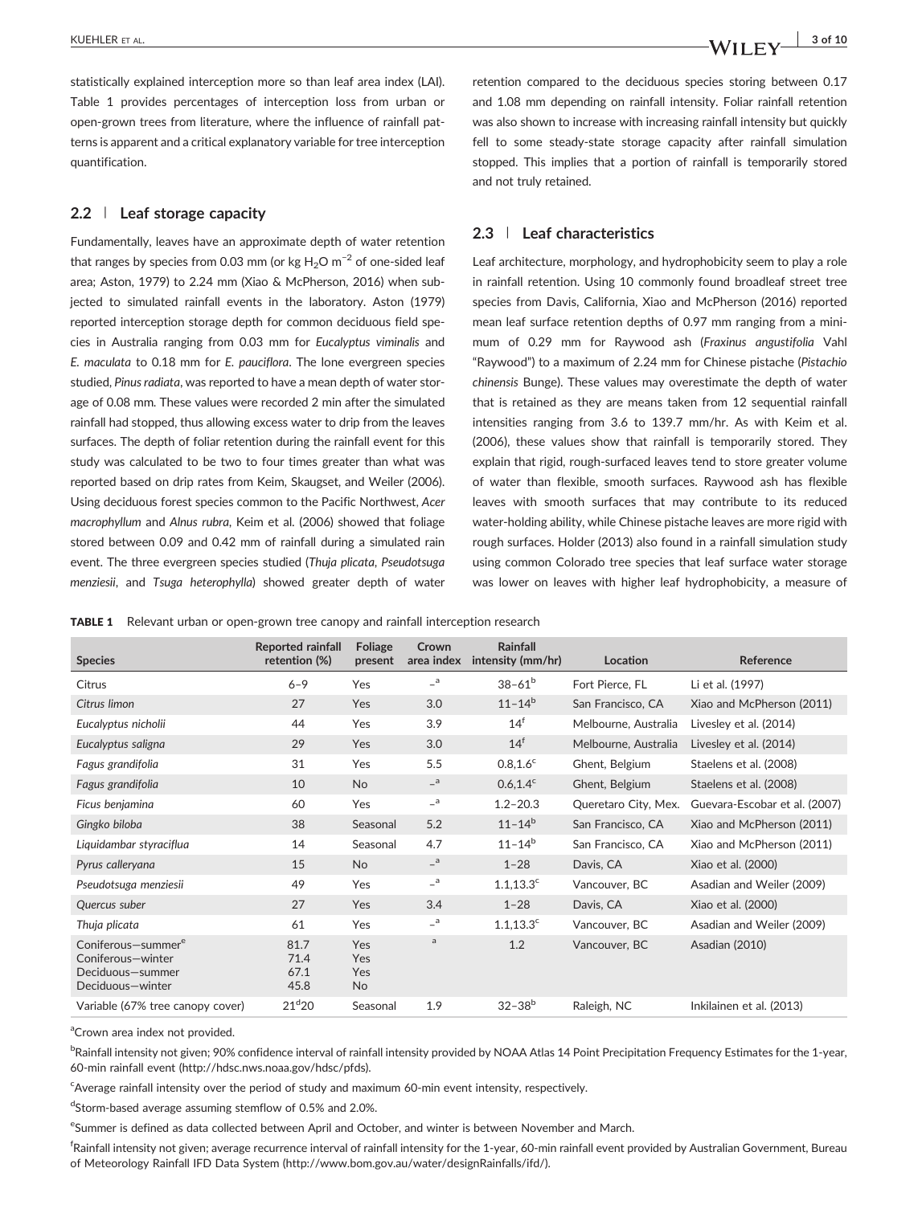statistically explained interception more so than leaf area index (LAI). Table 1 provides percentages of interception loss from urban or open-grown trees from literature, where the influence of rainfall patterns is apparent and a critical explanatory variable for tree interception quantification.

## 2.2 | Leaf storage capacity

Fundamentally, leaves have an approximate depth of water retention that ranges by species from 0.03 mm (or kg $H_2O$ $m^{-2}$ of one-sided leaf area; Aston, 1979) to 2.24 mm (Xiao & McPherson, 2016) when subjected to simulated rainfall events in the laboratory. Aston (1979) reported interception storage depth for common deciduous field species in Australia ranging from 0.03 mm for *Eucalyptus viminalis* and *E. maculata* to 0.18 mm for *E. pauciflora*. The lone evergreen species studied, *Pinus radiata*, was reported to have a mean depth of water storage of 0.08 mm. These values were recorded 2 min after the simulated rainfall had stopped, thus allowing excess water to drip from the leaves surfaces. The depth of foliar retention during the rainfall event for this study was calculated to be two to four times greater than what was reported based on drip rates from Keim, Skaugset, and Weiler (2006). Using deciduous forest species common to the Pacific Northwest, *Acer macrophyllum* and *Alnus rubra*, Keim et al. (2006) showed that foliage stored between 0.09 and 0.42 mm of rainfall during a simulated rain event. The three evergreen species studied (*Thuja plicata*, *Pseudotsuga menziesii*, and *Tsuga heterophylla*) showed greater depth of water retention compared to the deciduous species storing between 0.17 and 1.08 mm depending on rainfall intensity. Foliar rainfall retention was also shown to increase with increasing rainfall intensity but quickly fell to some steady-state storage capacity after rainfall simulation stopped. This implies that a portion of rainfall is temporarily stored and not truly retained.

## 2.3 | Leaf characteristics

Leaf architecture, morphology, and hydrophobicity seem to play a role in rainfall retention. Using 10 commonly found broadleaf street tree species from Davis, California, Xiao and McPherson (2016) reported mean leaf surface retention depths of 0.97 mm ranging from a minimum of 0.29 mm for Raywood ash (*Fraxinus angustifolia* Vahl "Raywood") to a maximum of 2.24 mm for Chinese pistache (*Pistachio chinensis* Bunge). These values may overestimate the depth of water that is retained as they are means taken from 12 sequential rainfall intensities ranging from 3.6 to 139.7 mm/hr. As with Keim et al. (2006), these values show that rainfall is temporarily stored. They explain that rigid, rough-surfaced leaves tend to store greater volume of water than flexible, smooth surfaces. Raywood ash has flexible leaves with smooth surfaces that may contribute to its reduced water-holding ability, while Chinese pistache leaves are more rigid with rough surfaces. Holder (2013) also found in a rainfall simulation study using common Colorado tree species that leaf surface water storage was lower on leaves with higher leaf hydrophobicity, a measure of

**TABLE 1** Relevant urban or open-grown tree canopy and rainfall interception research

| Species | Reported rainfall retention (%) | Foliage present | Crown area index | Rainfall intensity (mm/hr) | Location | Reference |
|---|---|---|---|---|---|---|
| Citrus | 6–9 | Yes | –[a] | 38–61[b] | Fort Pierce, FL | Li et al. (1997) |
| *Citrus limon* | 27 | Yes | 3.0 | 11–14[b] | San Francisco, CA | Xiao and McPherson (2011) |
| *Eucalyptus nicholii* | 44 | Yes | 3.9 | 14[f] | Melbourne, Australia | Livesley et al. (2014) |
| *Eucalyptus saligna* | 29 | Yes | 3.0 | 14[f] | Melbourne, Australia | Livesley et al. (2014) |
| *Fagus grandifolia* | 31 | Yes | 5.5 | 0.8,1.6[c] | Ghent, Belgium | Staelens et al. (2008) |
| *Fagus grandifolia* | 10 | No | –[a] | 0.6,1.4[c] | Ghent, Belgium | Staelens et al. (2008) |
| *Ficus benjamina* | 60 | Yes | –[a] | 1.2–20.3 | Queretaro City, Mex. | Guevara-Escobar et al. (2007) |
| *Gingko biloba* | 38 | Seasonal | 5.2 | 11–14[b] | San Francisco, CA | Xiao and McPherson (2011) |
| *Liquidambar styraciflua* | 14 | Seasonal | 4.7 | 11–14[b] | San Francisco, CA | Xiao and McPherson (2011) |
| *Pyrus calleryana* | 15 | No | –[a] | 1–28 | Davis, CA | Xiao et al. (2000) |
| *Pseudotsuga menziesii* | 49 | Yes | –[a] | 1.1,13.3[c] | Vancouver, BC | Asadian and Weiler (2009) |
| *Quercus suber* | 27 | Yes | 3.4 | 1–28 | Davis, CA | Xiao et al. (2000) |
| *Thuja plicata* | 61 | Yes | –[a] | 1.1,13.3[c] | Vancouver, BC | Asadian and Weiler (2009) |
| Coniferous—summer[e]<br>Coniferous—winter<br>Deciduous—summer<br>Deciduous—winter | 81.7<br>71.4<br>67.1<br>45.8 | Yes<br>Yes<br>Yes<br>No | [a] | 1.2 | Vancouver, BC | Asadian (2010) |
| Variable (67% tree canopy cover) | 21[d]20 | Seasonal | 1.9 | 32–38[b] | Raleigh, NC | Inkilainen et al. (2013) |

[a]Crown area index not provided.

[b]Rainfall intensity not given; 90% confidence interval of rainfall intensity provided by NOAA Atlas 14 Point Precipitation Frequency Estimates for the 1-year, 60-min rainfall event (http://hdsc.nws.noaa.gov/hdsc/pfds).

[c]Average rainfall intensity over the period of study and maximum 60-min event intensity, respectively.

[d]Storm-based average assuming stemflow of 0.5% and 2.0%.

[e]Summer is defined as data collected between April and October, and winter is between November and March.

[f]Rainfall intensity not given; average recurrence interval of rainfall intensity for the 1-year, 60-min rainfall event provided by Australian Government, Bureau of Meteorology Rainfall IFD Data System (http://www.bom.gov.au/water/designRainfalls/ifd/).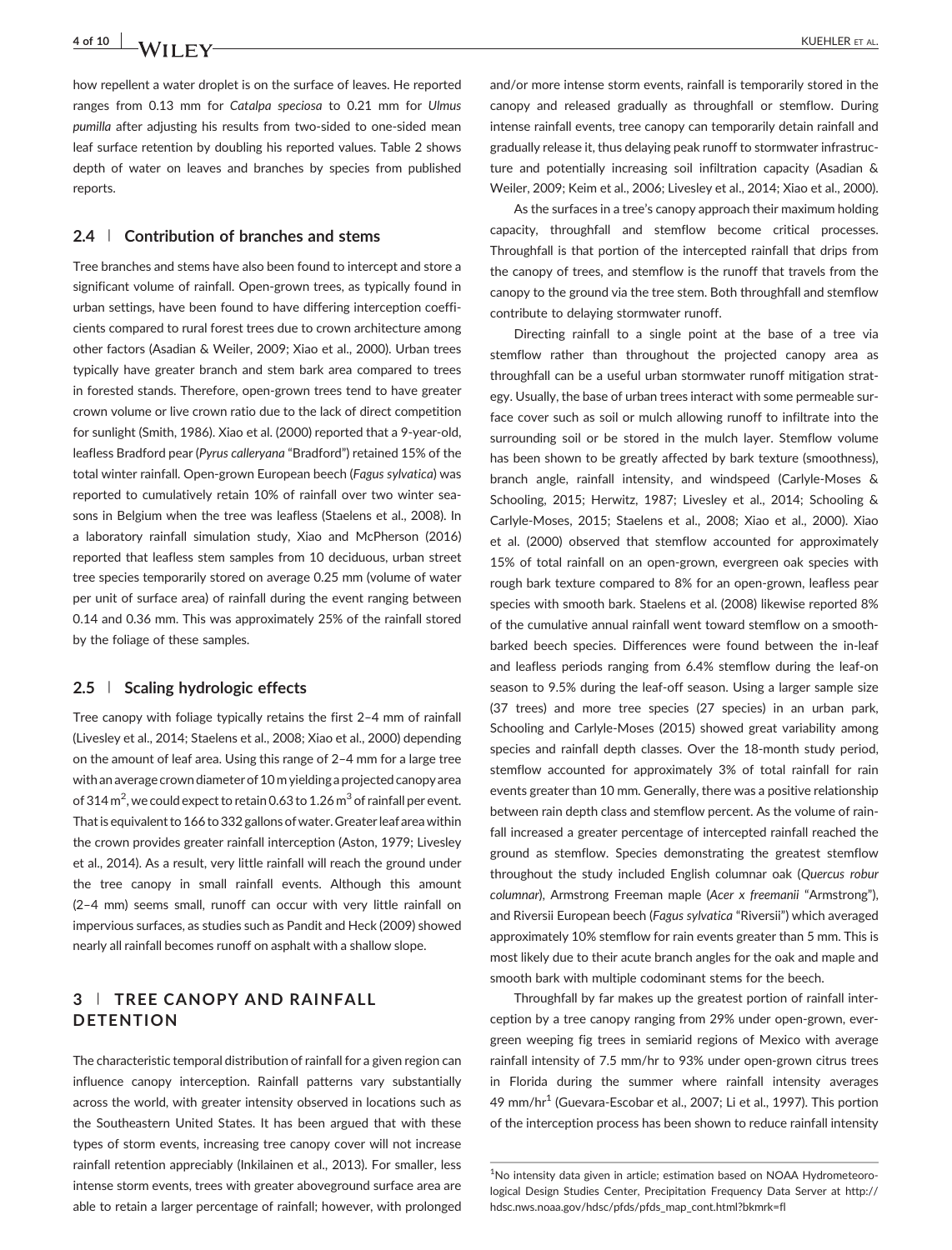how repellent a water droplet is on the surface of leaves. He reported ranges from 0.13 mm for *Catalpa speciosa* to 0.21 mm for *Ulmus pumilla* after adjusting his results from two-sided to one-sided mean leaf surface retention by doubling his reported values. Table 2 shows depth of water on leaves and branches by species from published reports.

### 2.4 | Contribution of branches and stems

Tree branches and stems have also been found to intercept and store a significant volume of rainfall. Open-grown trees, as typically found in urban settings, have been found to have differing interception coefficients compared to rural forest trees due to crown architecture among other factors (Asadian & Weiler, 2009; Xiao et al., 2000). Urban trees typically have greater branch and stem bark area compared to trees in forested stands. Therefore, open-grown trees tend to have greater crown volume or live crown ratio due to the lack of direct competition for sunlight (Smith, 1986). Xiao et al. (2000) reported that a 9-year-old, leafless Bradford pear (*Pyrus calleryana* "Bradford") retained 15% of the total winter rainfall. Open-grown European beech (*Fagus sylvatica*) was reported to cumulatively retain 10% of rainfall over two winter seasons in Belgium when the tree was leafless (Staelens et al., 2008). In a laboratory rainfall simulation study, Xiao and McPherson (2016) reported that leafless stem samples from 10 deciduous, urban street tree species temporarily stored on average 0.25 mm (volume of water per unit of surface area) of rainfall during the event ranging between 0.14 and 0.36 mm. This was approximately 25% of the rainfall stored by the foliage of these samples.

### 2.5 | Scaling hydrologic effects

Tree canopy with foliage typically retains the first 2–4 mm of rainfall (Livesley et al., 2014; Staelens et al., 2008; Xiao et al., 2000) depending on the amount of leaf area. Using this range of 2–4 mm for a large tree with an average crown diameter of 10 m yielding a projected canopy area of 314 $m^2$, we could expect to retain 0.63 to 1.26 $m^3$ of rainfall per event. That is equivalent to 166 to 332 gallons of water. Greater leaf area within the crown provides greater rainfall interception (Aston, 1979; Livesley et al., 2014). As a result, very little rainfall will reach the ground under the tree canopy in small rainfall events. Although this amount (2–4 mm) seems small, runoff can occur with very little rainfall on impervious surfaces, as studies such as Pandit and Heck (2009) showed nearly all rainfall becomes runoff on asphalt with a shallow slope.

## 3 | TREE CANOPY AND RAINFALL DETENTION

The characteristic temporal distribution of rainfall for a given region can influence canopy interception. Rainfall patterns vary substantially across the world, with greater intensity observed in locations such as the Southeastern United States. It has been argued that with these types of storm events, increasing tree canopy cover will not increase rainfall retention appreciably (Inkilainen et al., 2013). For smaller, less intense storm events, trees with greater aboveground surface area are able to retain a larger percentage of rainfall; however, with prolonged and/or more intense storm events, rainfall is temporarily stored in the canopy and released gradually as throughfall or stemflow. During intense rainfall events, tree canopy can temporarily detain rainfall and gradually release it, thus delaying peak runoff to stormwater infrastructure and potentially increasing soil infiltration capacity (Asadian & Weiler, 2009; Keim et al., 2006; Livesley et al., 2014; Xiao et al., 2000).

As the surfaces in a tree's canopy approach their maximum holding capacity, throughfall and stemflow become critical processes. Throughfall is that portion of the intercepted rainfall that drips from the canopy of trees, and stemflow is the runoff that travels from the canopy to the ground via the tree stem. Both throughfall and stemflow contribute to delaying stormwater runoff.

Directing rainfall to a single point at the base of a tree via stemflow rather than throughout the projected canopy area as throughfall can be a useful urban stormwater runoff mitigation strategy. Usually, the base of urban trees interact with some permeable surface cover such as soil or mulch allowing runoff to infiltrate into the surrounding soil or be stored in the mulch layer. Stemflow volume has been shown to be greatly affected by bark texture (smoothness), branch angle, rainfall intensity, and windspeed (Carlyle-Moses & Schooling, 2015; Herwitz, 1987; Livesley et al., 2014; Schooling & Carlyle-Moses, 2015; Staelens et al., 2008; Xiao et al., 2000). Xiao et al. (2000) observed that stemflow accounted for approximately 15% of total rainfall on an open-grown, evergreen oak species with rough bark texture compared to 8% for an open-grown, leafless pear species with smooth bark. Staelens et al. (2008) likewise reported 8% of the cumulative annual rainfall went toward stemflow on a smooth-barked beech species. Differences were found between the in-leaf and leafless periods ranging from 6.4% stemflow during the leaf-on season to 9.5% during the leaf-off season. Using a larger sample size (37 trees) and more tree species (27 species) in an urban park, Schooling and Carlyle-Moses (2015) showed great variability among species and rainfall depth classes. Over the 18-month study period, stemflow accounted for approximately 3% of total rainfall for rain events greater than 10 mm. Generally, there was a positive relationship between rain depth class and stemflow percent. As the volume of rainfall increased a greater percentage of intercepted rainfall reached the ground as stemflow. Species demonstrating the greatest stemflow throughout the study included English columnar oak (*Quercus robur columnar*), Armstrong Freeman maple (*Acer x freemanii* "Armstrong"), and Riversii European beech (*Fagus sylvatica* "Riversii") which averaged approximately 10% stemflow for rain events greater than 5 mm. This is most likely due to their acute branch angles for the oak and maple and smooth bark with multiple codominant stems for the beech.

Throughfall by far makes up the greatest portion of rainfall interception by a tree canopy ranging from 29% under open-grown, evergreen weeping fig trees in semiarid regions of Mexico with average rainfall intensity of 7.5 mm/hr to 93% under open-grown citrus trees in Florida during the summer where rainfall intensity averages 49 mm/hr[1] (Guevara-Escobar et al., 2007; Li et al., 1997). This portion of the interception process has been shown to reduce rainfall intensity

[1]No intensity data given in article; estimation based on NOAA Hydrometeorological Design Studies Center, Precipitation Frequency Data Server at http://hdsc.nws.noaa.gov/hdsc/pfds/pfds_map_cont.html?bkmrk=fl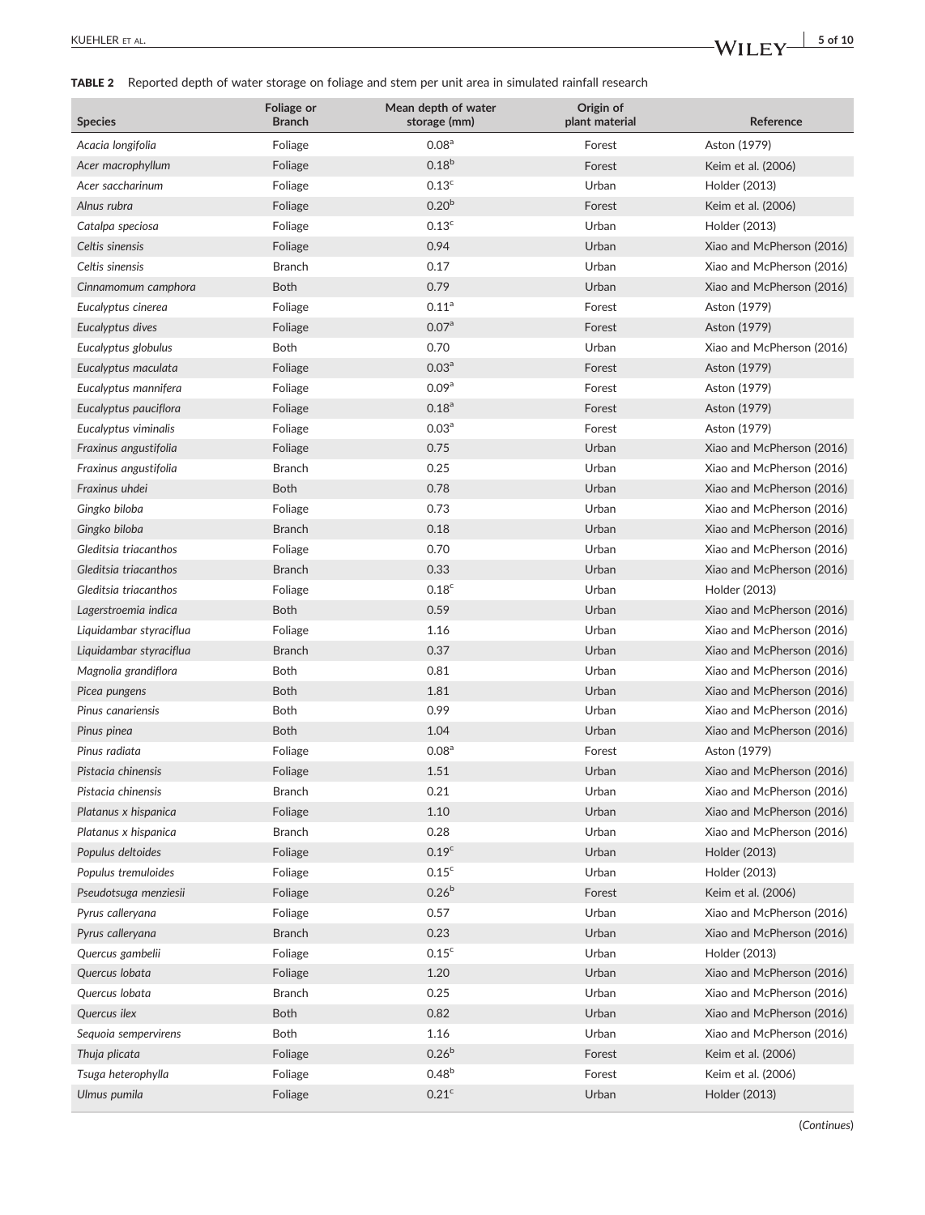**TABLE 2** Reported depth of water storage on foliage and stem per unit area in simulated rainfall research

| Species | Foliage or Branch | Mean depth of water storage (mm) | Origin of plant material | Reference |
|---|---|---|---|---|
| *Acacia longifolia* | Foliage | 0.08[a] | Forest | Aston (1979) |
| *Acer macrophyllum* | Foliage | 0.18[b] | Forest | Keim et al. (2006) |
| *Acer saccharinum* | Foliage | 0.13[c] | Urban | Holder (2013) |
| *Alnus rubra* | Foliage | 0.20[b] | Forest | Keim et al. (2006) |
| *Catalpa speciosa* | Foliage | 0.13[c] | Urban | Holder (2013) |
| *Celtis sinensis* | Foliage | 0.94 | Urban | Xiao and McPherson (2016) |
| *Celtis sinensis* | Branch | 0.17 | Urban | Xiao and McPherson (2016) |
| *Cinnamomum camphora* | Both | 0.79 | Urban | Xiao and McPherson (2016) |
| *Eucalyptus cinerea* | Foliage | 0.11[a] | Forest | Aston (1979) |
| *Eucalyptus dives* | Foliage | 0.07[a] | Forest | Aston (1979) |
| *Eucalyptus globulus* | Both | 0.70 | Urban | Xiao and McPherson (2016) |
| *Eucalyptus maculata* | Foliage | 0.03[a] | Forest | Aston (1979) |
| *Eucalyptus mannifera* | Foliage | 0.09[a] | Forest | Aston (1979) |
| *Eucalyptus pauciflora* | Foliage | 0.18[a] | Forest | Aston (1979) |
| *Eucalyptus viminalis* | Foliage | 0.03[a] | Forest | Aston (1979) |
| *Fraxinus angustifolia* | Foliage | 0.75 | Urban | Xiao and McPherson (2016) |
| *Fraxinus angustifolia* | Branch | 0.25 | Urban | Xiao and McPherson (2016) |
| *Fraxinus uhdei* | Both | 0.78 | Urban | Xiao and McPherson (2016) |
| *Gingko biloba* | Foliage | 0.73 | Urban | Xiao and McPherson (2016) |
| *Gingko biloba* | Branch | 0.18 | Urban | Xiao and McPherson (2016) |
| *Gleditsia triacanthos* | Foliage | 0.70 | Urban | Xiao and McPherson (2016) |
| *Gleditsia triacanthos* | Branch | 0.33 | Urban | Xiao and McPherson (2016) |
| *Gleditsia triacanthos* | Foliage | 0.18[c] | Urban | Holder (2013) |
| *Lagerstroemia indica* | Both | 0.59 | Urban | Xiao and McPherson (2016) |
| *Liquidambar styraciflua* | Foliage | 1.16 | Urban | Xiao and McPherson (2016) |
| *Liquidambar styraciflua* | Branch | 0.37 | Urban | Xiao and McPherson (2016) |
| *Magnolia grandiflora* | Both | 0.81 | Urban | Xiao and McPherson (2016) |
| *Picea pungens* | Both | 1.81 | Urban | Xiao and McPherson (2016) |
| *Pinus canariensis* | Both | 0.99 | Urban | Xiao and McPherson (2016) |
| *Pinus pinea* | Both | 1.04 | Urban | Xiao and McPherson (2016) |
| *Pinus radiata* | Foliage | 0.08[a] | Forest | Aston (1979) |
| *Pistacia chinensis* | Foliage | 1.51 | Urban | Xiao and McPherson (2016) |
| *Pistacia chinensis* | Branch | 0.21 | Urban | Xiao and McPherson (2016) |
| *Platanus x hispanica* | Foliage | 1.10 | Urban | Xiao and McPherson (2016) |
| *Platanus x hispanica* | Branch | 0.28 | Urban | Xiao and McPherson (2016) |
| *Populus deltoides* | Foliage | 0.19[c] | Urban | Holder (2013) |
| *Populus tremuloides* | Foliage | 0.15[c] | Urban | Holder (2013) |
| *Pseudotsuga menziesii* | Foliage | 0.26[b] | Forest | Keim et al. (2006) |
| *Pyrus calleryana* | Foliage | 0.57 | Urban | Xiao and McPherson (2016) |
| *Pyrus calleryana* | Branch | 0.23 | Urban | Xiao and McPherson (2016) |
| *Quercus gambelii* | Foliage | 0.15[c] | Urban | Holder (2013) |
| *Quercus lobata* | Foliage | 1.20 | Urban | Xiao and McPherson (2016) |
| *Quercus lobata* | Branch | 0.25 | Urban | Xiao and McPherson (2016) |
| *Quercus ilex* | Both | 0.82 | Urban | Xiao and McPherson (2016) |
| *Sequoia sempervirens* | Both | 1.16 | Urban | Xiao and McPherson (2016) |
| *Thuja plicata* | Foliage | 0.26[b] | Forest | Keim et al. (2006) |
| *Tsuga heterophylla* | Foliage | 0.48[b] | Forest | Keim et al. (2006) |
| *Ulmus pumila* | Foliage | 0.21[c] | Urban | Holder (2013) |

(*Continues*)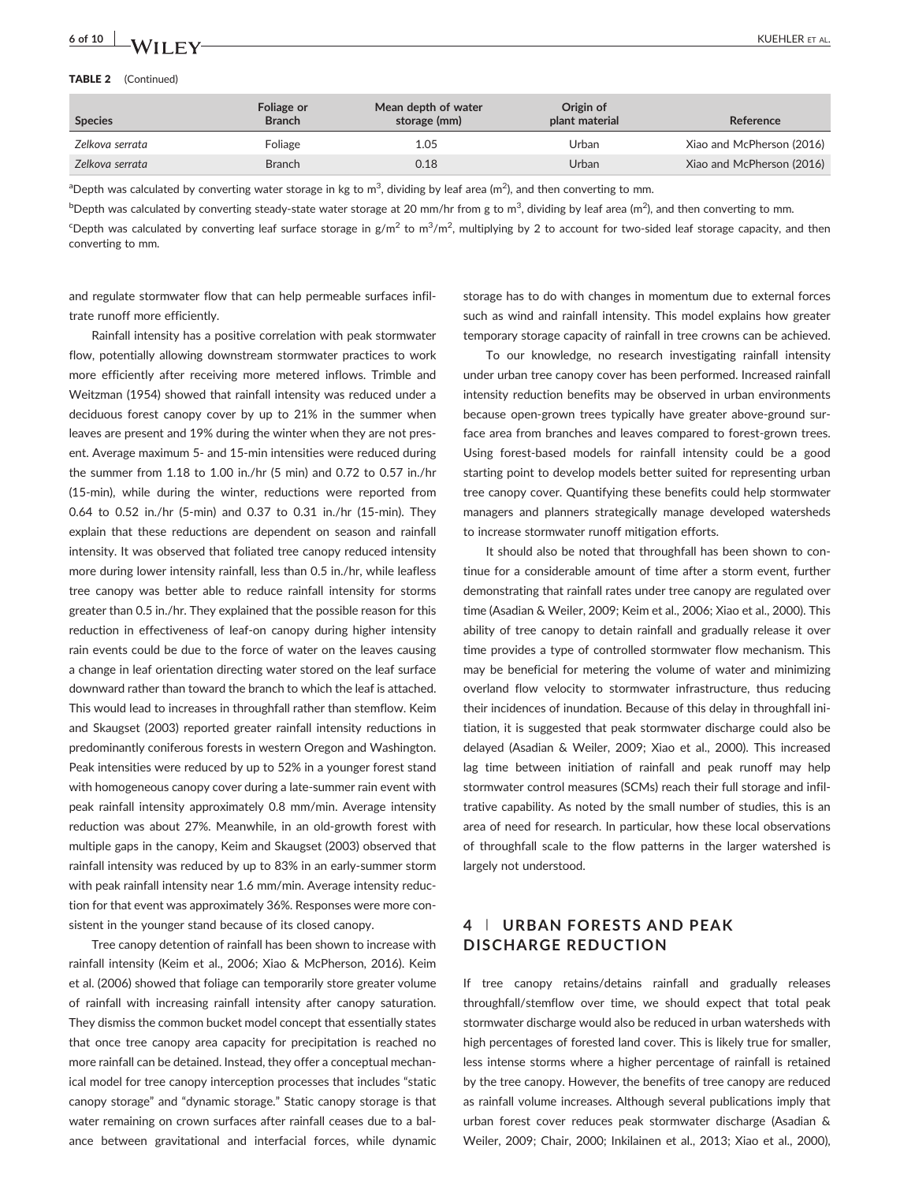**TABLE 2** (Continued)

| Species | Foliage or Branch | Mean depth of water storage (mm) | Origin of plant material | Reference |
|---|---|---|---|---|
| *Zelkova serrata* | Foliage | 1.05 | Urban | Xiao and McPherson (2016) |
| *Zelkova serrata* | Branch | 0.18 | Urban | Xiao and McPherson (2016) |

[a]Depth was calculated by converting water storage in kg to m$^3$, dividing by leaf area (m$^2$), and then converting to mm.

[b]Depth was calculated by converting steady-state water storage at 20 mm/hr from g to m$^3$, dividing by leaf area (m$^2$), and then converting to mm.

[c]Depth was calculated by converting leaf surface storage in g/m$^2$ to m$^3$/m$^2$, multiplying by 2 to account for two-sided leaf storage capacity, and then converting to mm.

and regulate stormwater flow that can help permeable surfaces infiltrate runoff more efficiently.

Rainfall intensity has a positive correlation with peak stormwater flow, potentially allowing downstream stormwater practices to work more efficiently after receiving more metered inflows. Trimble and Weitzman (1954) showed that rainfall intensity was reduced under a deciduous forest canopy cover by up to 21% in the summer when leaves are present and 19% during the winter when they are not present. Average maximum 5- and 15-min intensities were reduced during the summer from 1.18 to 1.00 in./hr (5 min) and 0.72 to 0.57 in./hr (15-min), while during the winter, reductions were reported from 0.64 to 0.52 in./hr (5-min) and 0.37 to 0.31 in./hr (15-min). They explain that these reductions are dependent on season and rainfall intensity. It was observed that foliated tree canopy reduced intensity more during lower intensity rainfall, less than 0.5 in./hr, while leafless tree canopy was better able to reduce rainfall intensity for storms greater than 0.5 in./hr. They explained that the possible reason for this reduction in effectiveness of leaf-on canopy during higher intensity rain events could be due to the force of water on the leaves causing a change in leaf orientation directing water stored on the leaf surface downward rather than toward the branch to which the leaf is attached. This would lead to increases in throughfall rather than stemflow. Keim and Skaugset (2003) reported greater rainfall intensity reductions in predominantly coniferous forests in western Oregon and Washington. Peak intensities were reduced by up to 52% in a younger forest stand with homogeneous canopy cover during a late-summer rain event with peak rainfall intensity approximately 0.8 mm/min. Average intensity reduction was about 27%. Meanwhile, in an old-growth forest with multiple gaps in the canopy, Keim and Skaugset (2003) observed that rainfall intensity was reduced by up to 83% in an early-summer storm with peak rainfall intensity near 1.6 mm/min. Average intensity reduction for that event was approximately 36%. Responses were more consistent in the younger stand because of its closed canopy.

Tree canopy detention of rainfall has been shown to increase with rainfall intensity (Keim et al., 2006; Xiao & McPherson, 2016). Keim et al. (2006) showed that foliage can temporarily store greater volume of rainfall with increasing rainfall intensity after canopy saturation. They dismiss the common bucket model concept that essentially states that once tree canopy area capacity for precipitation is reached no more rainfall can be detained. Instead, they offer a conceptual mechanical model for tree canopy interception processes that includes "static canopy storage" and "dynamic storage." Static canopy storage is that water remaining on crown surfaces after rainfall ceases due to a balance between gravitational and interfacial forces, while dynamic storage has to do with changes in momentum due to external forces such as wind and rainfall intensity. This model explains how greater temporary storage capacity of rainfall in tree crowns can be achieved.

To our knowledge, no research investigating rainfall intensity under urban tree canopy cover has been performed. Increased rainfall intensity reduction benefits may be observed in urban environments because open-grown trees typically have greater above-ground surface area from branches and leaves compared to forest-grown trees. Using forest-based models for rainfall intensity could be a good starting point to develop models better suited for representing urban tree canopy cover. Quantifying these benefits could help stormwater managers and planners strategically manage developed watersheds to increase stormwater runoff mitigation efforts.

It should also be noted that throughfall has been shown to continue for a considerable amount of time after a storm event, further demonstrating that rainfall rates under tree canopy are regulated over time (Asadian & Weiler, 2009; Keim et al., 2006; Xiao et al., 2000). This ability of tree canopy to detain rainfall and gradually release it over time provides a type of controlled stormwater flow mechanism. This may be beneficial for metering the volume of water and minimizing overland flow velocity to stormwater infrastructure, thus reducing their incidences of inundation. Because of this delay in throughfall initiation, it is suggested that peak stormwater discharge could also be delayed (Asadian & Weiler, 2009; Xiao et al., 2000). This increased lag time between initiation of rainfall and peak runoff may help stormwater control measures (SCMs) reach their full storage and infiltrative capability. As noted by the small number of studies, this is an area of need for research. In particular, how these local observations of throughfall scale to the flow patterns in the larger watershed is largely not understood.

## 4 | URBAN FORESTS AND PEAK DISCHARGE REDUCTION

If tree canopy retains/detains rainfall and gradually releases throughfall/stemflow over time, we should expect that total peak stormwater discharge would also be reduced in urban watersheds with high percentages of forested land cover. This is likely true for smaller, less intense storms where a higher percentage of rainfall is retained by the tree canopy. However, the benefits of tree canopy are reduced as rainfall volume increases. Although several publications imply that urban forest cover reduces peak stormwater discharge (Asadian & Weiler, 2009; Chair, 2000; Inkilainen et al., 2013; Xiao et al., 2000),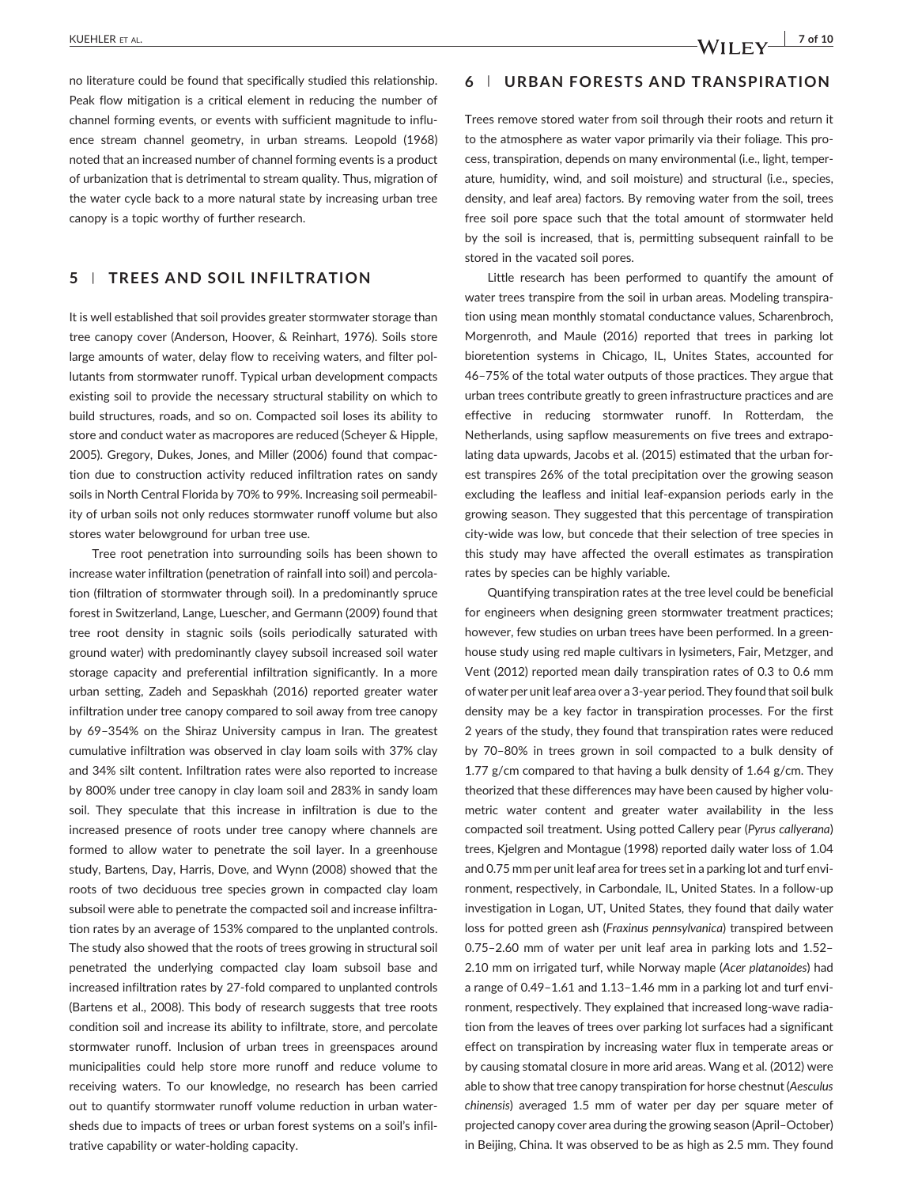no literature could be found that specifically studied this relationship. Peak flow mitigation is a critical element in reducing the number of channel forming events, or events with sufficient magnitude to influence stream channel geometry, in urban streams. Leopold (1968) noted that an increased number of channel forming events is a product of urbanization that is detrimental to stream quality. Thus, migration of the water cycle back to a more natural state by increasing urban tree canopy is a topic worthy of further research.

## 5 | TREES AND SOIL INFILTRATION

It is well established that soil provides greater stormwater storage than tree canopy cover (Anderson, Hoover, & Reinhart, 1976). Soils store large amounts of water, delay flow to receiving waters, and filter pollutants from stormwater runoff. Typical urban development compacts existing soil to provide the necessary structural stability on which to build structures, roads, and so on. Compacted soil loses its ability to store and conduct water as macropores are reduced (Scheyer & Hipple, 2005). Gregory, Dukes, Jones, and Miller (2006) found that compaction due to construction activity reduced infiltration rates on sandy soils in North Central Florida by 70% to 99%. Increasing soil permeability of urban soils not only reduces stormwater runoff volume but also stores water belowground for urban tree use.

Tree root penetration into surrounding soils has been shown to increase water infiltration (penetration of rainfall into soil) and percolation (filtration of stormwater through soil). In a predominantly spruce forest in Switzerland, Lange, Luescher, and Germann (2009) found that tree root density in stagnic soils (soils periodically saturated with ground water) with predominantly clayey subsoil increased soil water storage capacity and preferential infiltration significantly. In a more urban setting, Zadeh and Sepaskhah (2016) reported greater water infiltration under tree canopy compared to soil away from tree canopy by 69–354% on the Shiraz University campus in Iran. The greatest cumulative infiltration was observed in clay loam soils with 37% clay and 34% silt content. Infiltration rates were also reported to increase by 800% under tree canopy in clay loam soil and 283% in sandy loam soil. They speculate that this increase in infiltration is due to the increased presence of roots under tree canopy where channels are formed to allow water to penetrate the soil layer. In a greenhouse study, Bartens, Day, Harris, Dove, and Wynn (2008) showed that the roots of two deciduous tree species grown in compacted clay loam subsoil were able to penetrate the compacted soil and increase infiltration rates by an average of 153% compared to the unplanted controls. The study also showed that the roots of trees growing in structural soil penetrated the underlying compacted clay loam subsoil base and increased infiltration rates by 27-fold compared to unplanted controls (Bartens et al., 2008). This body of research suggests that tree roots condition soil and increase its ability to infiltrate, store, and percolate stormwater runoff. Inclusion of urban trees in greenspaces around municipalities could help store more runoff and reduce volume to receiving waters. To our knowledge, no research has been carried out to quantify stormwater runoff volume reduction in urban watersheds due to impacts of trees or urban forest systems on a soil's infiltrative capability or water-holding capacity.

## 6 | URBAN FORESTS AND TRANSPIRATION

Trees remove stored water from soil through their roots and return it to the atmosphere as water vapor primarily via their foliage. This process, transpiration, depends on many environmental (i.e., light, temperature, humidity, wind, and soil moisture) and structural (i.e., species, density, and leaf area) factors. By removing water from the soil, trees free soil pore space such that the total amount of stormwater held by the soil is increased, that is, permitting subsequent rainfall to be stored in the vacated soil pores.

Little research has been performed to quantify the amount of water trees transpire from the soil in urban areas. Modeling transpiration using mean monthly stomatal conductance values, Scharenbroch, Morgenroth, and Maule (2016) reported that trees in parking lot bioretention systems in Chicago, IL, Unites States, accounted for 46–75% of the total water outputs of those practices. They argue that urban trees contribute greatly to green infrastructure practices and are effective in reducing stormwater runoff. In Rotterdam, the Netherlands, using sapflow measurements on five trees and extrapolating data upwards, Jacobs et al. (2015) estimated that the urban forest transpires 26% of the total precipitation over the growing season excluding the leafless and initial leaf-expansion periods early in the growing season. They suggested that this percentage of transpiration city-wide was low, but concede that their selection of tree species in this study may have affected the overall estimates as transpiration rates by species can be highly variable.

Quantifying transpiration rates at the tree level could be beneficial for engineers when designing green stormwater treatment practices; however, few studies on urban trees have been performed. In a greenhouse study using red maple cultivars in lysimeters, Fair, Metzger, and Vent (2012) reported mean daily transpiration rates of 0.3 to 0.6 mm of water per unit leaf area over a 3-year period. They found that soil bulk density may be a key factor in transpiration processes. For the first 2 years of the study, they found that transpiration rates were reduced by 70–80% in trees grown in soil compacted to a bulk density of 1.77 g/cm compared to that having a bulk density of 1.64 g/cm. They theorized that these differences may have been caused by higher volumetric water content and greater water availability in the less compacted soil treatment. Using potted Callery pear (*Pyrus callyerana*) trees, Kjelgren and Montague (1998) reported daily water loss of 1.04 and 0.75 mm per unit leaf area for trees set in a parking lot and turf environment, respectively, in Carbondale, IL, United States. In a follow-up investigation in Logan, UT, United States, they found that daily water loss for potted green ash (*Fraxinus pennsylvanica*) transpired between 0.75–2.60 mm of water per unit leaf area in parking lots and 1.52–2.10 mm on irrigated turf, while Norway maple (*Acer platanoides*) had a range of 0.49–1.61 and 1.13–1.46 mm in a parking lot and turf environment, respectively. They explained that increased long-wave radiation from the leaves of trees over parking lot surfaces had a significant effect on transpiration by increasing water flux in temperate areas or by causing stomatal closure in more arid areas. Wang et al. (2012) were able to show that tree canopy transpiration for horse chestnut (*Aesculus chinensis*) averaged 1.5 mm of water per day per square meter of projected canopy cover area during the growing season (April–October) in Beijing, China. It was observed to be as high as 2.5 mm. They found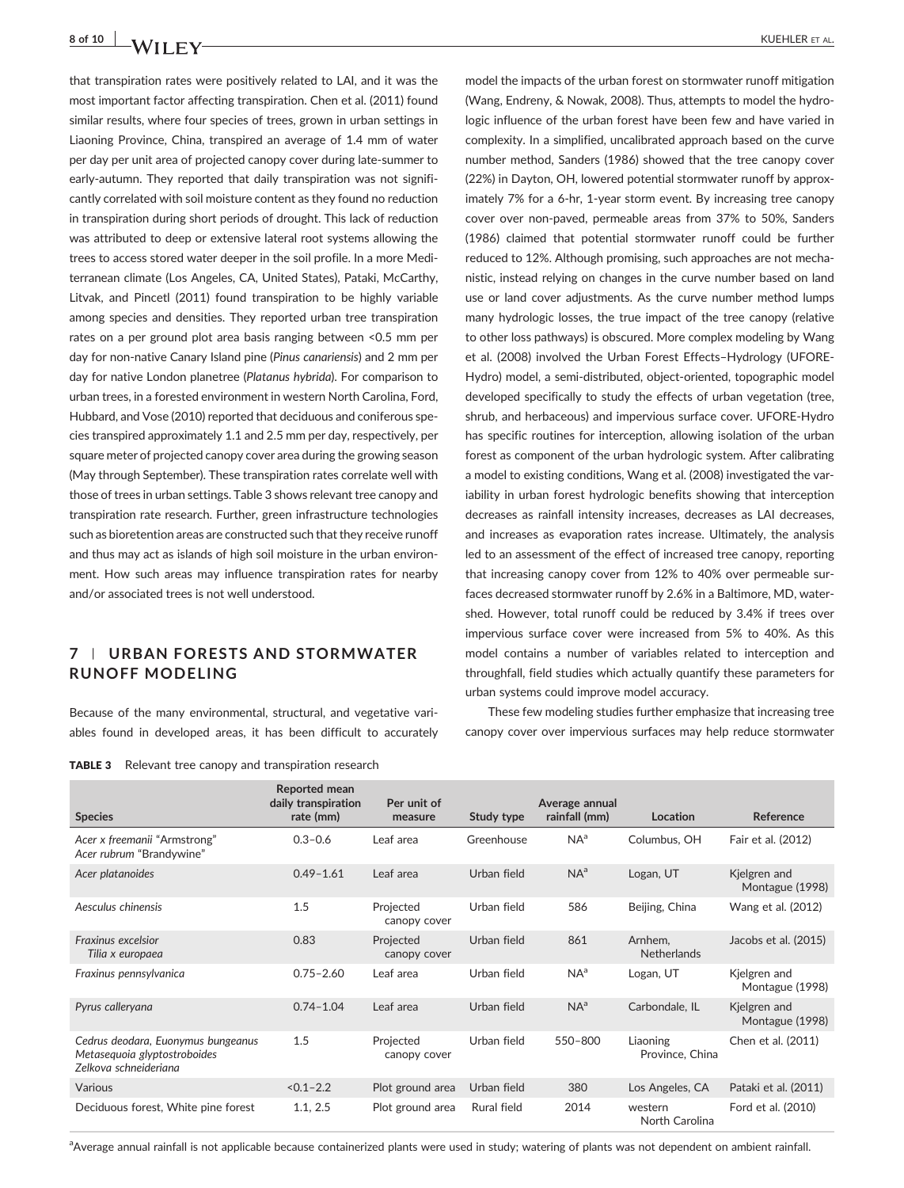that transpiration rates were positively related to LAI, and it was the most important factor affecting transpiration. Chen et al. (2011) found similar results, where four species of trees, grown in urban settings in Liaoning Province, China, transpired an average of 1.4 mm of water per day per unit area of projected canopy cover during late-summer to early-autumn. They reported that daily transpiration was not significantly correlated with soil moisture content as they found no reduction in transpiration during short periods of drought. This lack of reduction was attributed to deep or extensive lateral root systems allowing the trees to access stored water deeper in the soil profile. In a more Mediterranean climate (Los Angeles, CA, United States), Pataki, McCarthy, Litvak, and Pincetl (2011) found transpiration to be highly variable among species and densities. They reported urban tree transpiration rates on a per ground plot area basis ranging between <0.5 mm per day for non-native Canary Island pine (*Pinus canariensis*) and 2 mm per day for native London planetree (*Platanus hybrida*). For comparison to urban trees, in a forested environment in western North Carolina, Ford, Hubbard, and Vose (2010) reported that deciduous and coniferous species transpired approximately 1.1 and 2.5 mm per day, respectively, per square meter of projected canopy cover area during the growing season (May through September). These transpiration rates correlate well with those of trees in urban settings. Table 3 shows relevant tree canopy and transpiration rate research. Further, green infrastructure technologies such as bioretention areas are constructed such that they receive runoff and thus may act as islands of high soil moisture in the urban environment. How such areas may influence transpiration rates for nearby and/or associated trees is not well understood.

## 7 | URBAN FORESTS AND STORMWATER RUNOFF MODELING

Because of the many environmental, structural, and vegetative variables found in developed areas, it has been difficult to accurately model the impacts of the urban forest on stormwater runoff mitigation (Wang, Endreny, & Nowak, 2008). Thus, attempts to model the hydrologic influence of the urban forest have been few and have varied in complexity. In a simplified, uncalibrated approach based on the curve number method, Sanders (1986) showed that the tree canopy cover (22%) in Dayton, OH, lowered potential stormwater runoff by approximately 7% for a 6-hr, 1-year storm event. By increasing tree canopy cover over non-paved, permeable areas from 37% to 50%, Sanders (1986) claimed that potential stormwater runoff could be further reduced to 12%. Although promising, such approaches are not mechanistic, instead relying on changes in the curve number based on land use or land cover adjustments. As the curve number method lumps many hydrologic losses, the true impact of the tree canopy (relative to other loss pathways) is obscured. More complex modeling by Wang et al. (2008) involved the Urban Forest Effects–Hydrology (UFORE-Hydro) model, a semi-distributed, object-oriented, topographic model developed specifically to study the effects of urban vegetation (tree, shrub, and herbaceous) and impervious surface cover. UFORE-Hydro has specific routines for interception, allowing isolation of the urban forest as component of the urban hydrologic system. After calibrating a model to existing conditions, Wang et al. (2008) investigated the variability in urban forest hydrologic benefits showing that interception decreases as rainfall intensity increases, decreases as LAI decreases, and increases as evaporation rates increase. Ultimately, the analysis led to an assessment of the effect of increased tree canopy, reporting that increasing canopy cover from 12% to 40% over permeable surfaces decreased stormwater runoff by 2.6% in a Baltimore, MD, watershed. However, total runoff could be reduced by 3.4% if trees over impervious surface cover were increased from 5% to 40%. As this model contains a number of variables related to interception and throughfall, field studies which actually quantify these parameters for urban systems could improve model accuracy.

These few modeling studies further emphasize that increasing tree canopy cover over impervious surfaces may help reduce stormwater

**TABLE 3** Relevant tree canopy and transpiration research

| Species | Reported mean daily transpiration rate (mm) | Per unit of measure | Study type | Average annual rainfall (mm) | Location | Reference |
|---|---|---|---|---|---|---|
| *Acer x freemanii* "Armstrong" *Acer rubrum* "Brandywine" | 0.3–0.6 | Leaf area | Greenhouse | NA[a] | Columbus, OH | Fair et al. (2012) |
| *Acer platanoides* | 0.49–1.61 | Leaf area | Urban field | NA[a] | Logan, UT | Kjelgren and Montague (1998) |
| *Aesculus chinensis* | 1.5 | Projected canopy cover | Urban field | 586 | Beijing, China | Wang et al. (2012) |
| *Fraxinus excelsior* *Tilia x europaea* | 0.83 | Projected canopy cover | Urban field | 861 | Arnhem, Netherlands | Jacobs et al. (2015) |
| *Fraxinus pennsylvanica* | 0.75–2.60 | Leaf area | Urban field | NA[a] | Logan, UT | Kjelgren and Montague (1998) |
| *Pyrus calleryana* | 0.74–1.04 | Leaf area | Urban field | NA[a] | Carbondale, IL | Kjelgren and Montague (1998) |
| *Cedrus deodara, Euonymus bungeanus* *Metasequoia glyptostroboides* *Zelkova schneideriana* | 1.5 | Projected canopy cover | Urban field | 550–800 | Liaoning Province, China | Chen et al. (2011) |
| Various | <0.1–2.2 | Plot ground area | Urban field | 380 | Los Angeles, CA | Pataki et al. (2011) |
| Deciduous forest, White pine forest | 1.1, 2.5 | Plot ground area | Rural field | 2014 | western North Carolina | Ford et al. (2010) |

[a]Average annual rainfall is not applicable because containerized plants were used in study; watering of plants was not dependent on ambient rainfall.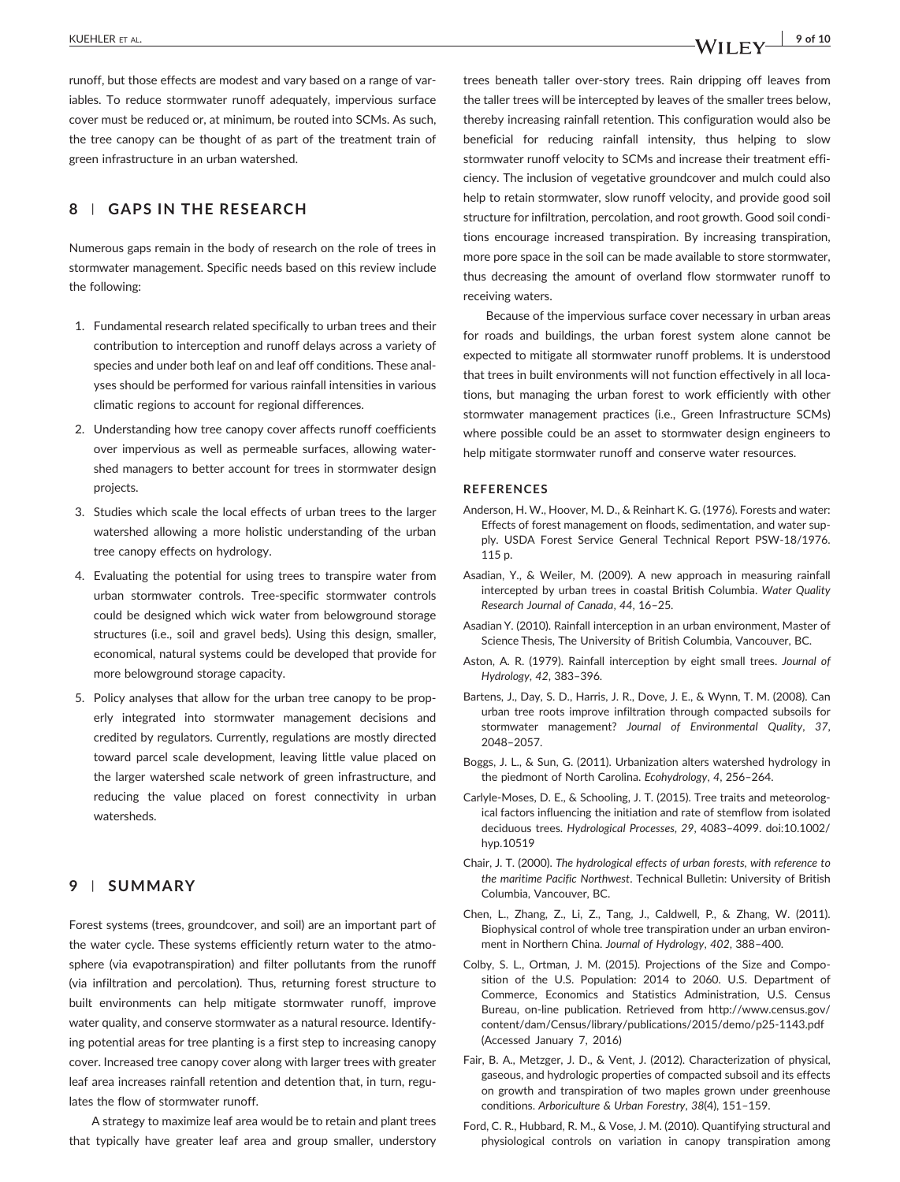runoff, but those effects are modest and vary based on a range of variables. To reduce stormwater runoff adequately, impervious surface cover must be reduced or, at minimum, be routed into SCMs. As such, the tree canopy can be thought of as part of the treatment train of green infrastructure in an urban watershed.

## 8 | GAPS IN THE RESEARCH

Numerous gaps remain in the body of research on the role of trees in stormwater management. Specific needs based on this review include the following:

1. Fundamental research related specifically to urban trees and their contribution to interception and runoff delays across a variety of species and under both leaf on and leaf off conditions. These analyses should be performed for various rainfall intensities in various climatic regions to account for regional differences.
2. Understanding how tree canopy cover affects runoff coefficients over impervious as well as permeable surfaces, allowing watershed managers to better account for trees in stormwater design projects.
3. Studies which scale the local effects of urban trees to the larger watershed allowing a more holistic understanding of the urban tree canopy effects on hydrology.
4. Evaluating the potential for using trees to transpire water from urban stormwater controls. Tree-specific stormwater controls could be designed which wick water from belowground storage structures (i.e., soil and gravel beds). Using this design, smaller, economical, natural systems could be developed that provide for more belowground storage capacity.
5. Policy analyses that allow for the urban tree canopy to be properly integrated into stormwater management decisions and credited by regulators. Currently, regulations are mostly directed toward parcel scale development, leaving little value placed on the larger watershed scale network of green infrastructure, and reducing the value placed on forest connectivity in urban watersheds.

## 9 | SUMMARY

Forest systems (trees, groundcover, and soil) are an important part of the water cycle. These systems efficiently return water to the atmosphere (via evapotranspiration) and filter pollutants from the runoff (via infiltration and percolation). Thus, returning forest structure to built environments can help mitigate stormwater runoff, improve water quality, and conserve stormwater as a natural resource. Identifying potential areas for tree planting is a first step to increasing canopy cover. Increased tree canopy cover along with larger trees with greater leaf area increases rainfall retention and detention that, in turn, regulates the flow of stormwater runoff.

A strategy to maximize leaf area would be to retain and plant trees that typically have greater leaf area and group smaller, understory trees beneath taller over-story trees. Rain dripping off leaves from the taller trees will be intercepted by leaves of the smaller trees below, thereby increasing rainfall retention. This configuration would also be beneficial for reducing rainfall intensity, thus helping to slow stormwater runoff velocity to SCMs and increase their treatment efficiency. The inclusion of vegetative groundcover and mulch could also help to retain stormwater, slow runoff velocity, and provide good soil structure for infiltration, percolation, and root growth. Good soil conditions encourage increased transpiration. By increasing transpiration, more pore space in the soil can be made available to store stormwater, thus decreasing the amount of overland flow stormwater runoff to receiving waters.

Because of the impervious surface cover necessary in urban areas for roads and buildings, the urban forest system alone cannot be expected to mitigate all stormwater runoff problems. It is understood that trees in built environments will not function effectively in all locations, but managing the urban forest to work efficiently with other stormwater management practices (i.e., Green Infrastructure SCMs) where possible could be an asset to stormwater design engineers to help mitigate stormwater runoff and conserve water resources.

### REFERENCES

Anderson, H. W., Hoover, M. D., & Reinhart K. G. (1976). Forests and water: Effects of forest management on floods, sedimentation, and water supply. USDA Forest Service General Technical Report PSW-18/1976. 115 p.

Asadian, Y., & Weiler, M. (2009). A new approach in measuring rainfall intercepted by urban trees in coastal British Columbia. *Water Quality Research Journal of Canada*, *44*, 16–25.

Asadian Y. (2010). Rainfall interception in an urban environment, Master of Science Thesis, The University of British Columbia, Vancouver, BC.

Aston, A. R. (1979). Rainfall interception by eight small trees. *Journal of Hydrology*, *42*, 383–396.

Bartens, J., Day, S. D., Harris, J. R., Dove, J. E., & Wynn, T. M. (2008). Can urban tree roots improve infiltration through compacted subsoils for stormwater management? *Journal of Environmental Quality*, *37*, 2048–2057.

Boggs, J. L., & Sun, G. (2011). Urbanization alters watershed hydrology in the piedmont of North Carolina. *Ecohydrology*, *4*, 256–264.

Carlyle-Moses, D. E., & Schooling, J. T. (2015). Tree traits and meteorological factors influencing the initiation and rate of stemflow from isolated deciduous trees. *Hydrological Processes*, *29*, 4083–4099. doi:10.1002/hyp.10519

Chair, J. T. (2000). *The hydrological effects of urban forests, with reference to the maritime Pacific Northwest*. Technical Bulletin: University of British Columbia, Vancouver, BC.

Chen, L., Zhang, Z., Li, Z., Tang, J., Caldwell, P., & Zhang, W. (2011). Biophysical control of whole tree transpiration under an urban environment in Northern China. *Journal of Hydrology*, *402*, 388–400.

Colby, S. L., Ortman, J. M. (2015). Projections of the Size and Composition of the U.S. Population: 2014 to 2060. U.S. Department of Commerce, Economics and Statistics Administration, U.S. Census Bureau, on-line publication. Retrieved from http://www.census.gov/content/dam/Census/library/publications/2015/demo/p25-1143.pdf (Accessed January 7, 2016)

Fair, B. A., Metzger, J. D., & Vent, J. (2012). Characterization of physical, gaseous, and hydrologic properties of compacted subsoil and its effects on growth and transpiration of two maples grown under greenhouse conditions. *Arboriculture & Urban Forestry*, *38*(4), 151–159.

Ford, C. R., Hubbard, R. M., & Vose, J. M. (2010). Quantifying structural and physiological controls on variation in canopy transpiration among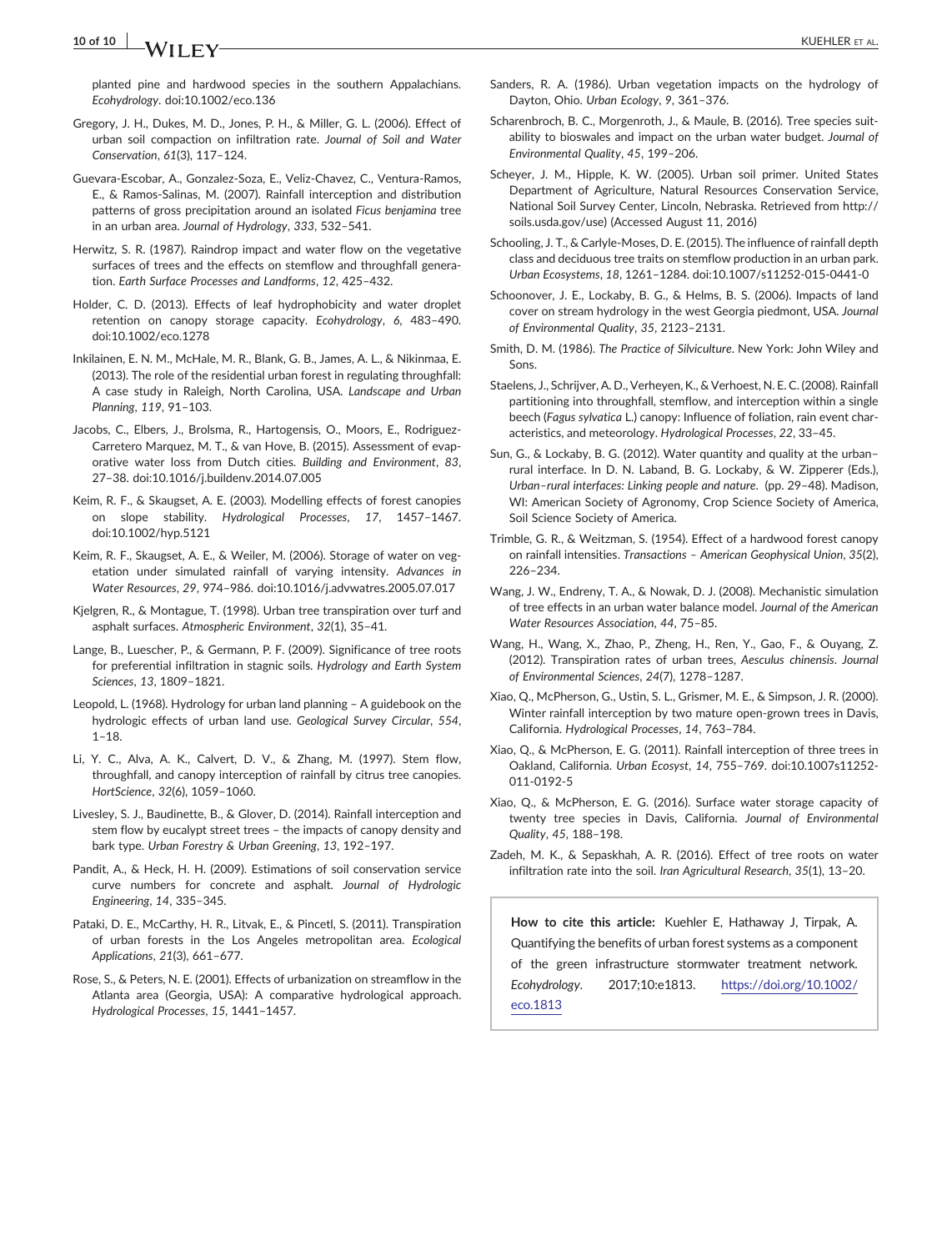planted pine and hardwood species in the southern Appalachians. *Ecohydrology*. doi:10.1002/eco.136

Gregory, J. H., Dukes, M. D., Jones, P. H., & Miller, G. L. (2006). Effect of urban soil compaction on infiltration rate. *Journal of Soil and Water Conservation*, *61*(3), 117–124.

Guevara-Escobar, A., Gonzalez-Soza, E., Veliz-Chavez, C., Ventura-Ramos, E., & Ramos-Salinas, M. (2007). Rainfall interception and distribution patterns of gross precipitation around an isolated *Ficus benjamina* tree in an urban area. *Journal of Hydrology*, *333*, 532–541.

Herwitz, S. R. (1987). Raindrop impact and water flow on the vegetative surfaces of trees and the effects on stemflow and throughfall generation. *Earth Surface Processes and Landforms*, *12*, 425–432.

Holder, C. D. (2013). Effects of leaf hydrophobicity and water droplet retention on canopy storage capacity. *Ecohydrology*, *6*, 483–490. doi:10.1002/eco.1278

Inkilainen, E. N. M., McHale, M. R., Blank, G. B., James, A. L., & Nikinmaa, E. (2013). The role of the residential urban forest in regulating throughfall: A case study in Raleigh, North Carolina, USA. *Landscape and Urban Planning*, *119*, 91–103.

Jacobs, C., Elbers, J., Brolsma, R., Hartogensis, O., Moors, E., Rodriguez-Carretero Marquez, M. T., & van Hove, B. (2015). Assessment of evaporative water loss from Dutch cities. *Building and Environment*, *83*, 27–38. doi:10.1016/j.buildenv.2014.07.005

Keim, R. F., & Skaugset, A. E. (2003). Modelling effects of forest canopies on slope stability. *Hydrological Processes*, *17*, 1457–1467. doi:10.1002/hyp.5121

Keim, R. F., Skaugset, A. E., & Weiler, M. (2006). Storage of water on vegetation under simulated rainfall of varying intensity. *Advances in Water Resources*, *29*, 974–986. doi:10.1016/j.advwatres.2005.07.017

Kjelgren, R., & Montague, T. (1998). Urban tree transpiration over turf and asphalt surfaces. *Atmospheric Environment*, *32*(1), 35–41.

Lange, B., Luescher, P., & Germann, P. F. (2009). Significance of tree roots for preferential infiltration in stagnic soils. *Hydrology and Earth System Sciences*, *13*, 1809–1821.

Leopold, L. (1968). Hydrology for urban land planning – A guidebook on the hydrologic effects of urban land use. *Geological Survey Circular*, *554*, 1–18.

Li, Y. C., Alva, A. K., Calvert, D. V., & Zhang, M. (1997). Stem flow, throughfall, and canopy interception of rainfall by citrus tree canopies. *HortScience*, *32*(6), 1059–1060.

Livesley, S. J., Baudinette, B., & Glover, D. (2014). Rainfall interception and stem flow by eucalypt street trees – the impacts of canopy density and bark type. *Urban Forestry & Urban Greening*, *13*, 192–197.

Pandit, A., & Heck, H. H. (2009). Estimations of soil conservation service curve numbers for concrete and asphalt. *Journal of Hydrologic Engineering*, *14*, 335–345.

Pataki, D. E., McCarthy, H. R., Litvak, E., & Pincetl, S. (2011). Transpiration of urban forests in the Los Angeles metropolitan area. *Ecological Applications*, *21*(3), 661–677.

Rose, S., & Peters, N. E. (2001). Effects of urbanization on streamflow in the Atlanta area (Georgia, USA): A comparative hydrological approach. *Hydrological Processes*, *15*, 1441–1457.

Sanders, R. A. (1986). Urban vegetation impacts on the hydrology of Dayton, Ohio. *Urban Ecology*, *9*, 361–376.

Scharenbroch, B. C., Morgenroth, J., & Maule, B. (2016). Tree species suitability to bioswales and impact on the urban water budget. *Journal of Environmental Quality*, *45*, 199–206.

Scheyer, J. M., Hipple, K. W. (2005). Urban soil primer. United States Department of Agriculture, Natural Resources Conservation Service, National Soil Survey Center, Lincoln, Nebraska. Retrieved from http://soils.usda.gov/use) (Accessed August 11, 2016)

Schooling, J. T., & Carlyle-Moses, D. E. (2015). The influence of rainfall depth class and deciduous tree traits on stemflow production in an urban park. *Urban Ecosystems*, *18*, 1261–1284. doi:10.1007/s11252-015-0441-0

Schoonover, J. E., Lockaby, B. G., & Helms, B. S. (2006). Impacts of land cover on stream hydrology in the west Georgia piedmont, USA. *Journal of Environmental Quality*, *35*, 2123–2131.

Smith, D. M. (1986). *The Practice of Silviculture*. New York: John Wiley and Sons.

Staelens, J., Schrijver, A. D., Verheyen, K., & Verhoest, N. E. C. (2008). Rainfall partitioning into throughfall, stemflow, and interception within a single beech (*Fagus sylvatica* L.) canopy: Influence of foliation, rain event characteristics, and meteorology. *Hydrological Processes*, *22*, 33–45.

Sun, G., & Lockaby, B. G. (2012). Water quantity and quality at the urban–rural interface. In D. N. Laband, B. G. Lockaby, & W. Zipperer (Eds.), *Urban–rural interfaces: Linking people and nature.* (pp. 29–48). Madison, WI: American Society of Agronomy, Crop Science Society of America, Soil Science Society of America.

Trimble, G. R., & Weitzman, S. (1954). Effect of a hardwood forest canopy on rainfall intensities. *Transactions – American Geophysical Union*, *35*(2), 226–234.

Wang, J. W., Endreny, T. A., & Nowak, D. J. (2008). Mechanistic simulation of tree effects in an urban water balance model. *Journal of the American Water Resources Association*, *44*, 75–85.

Wang, H., Wang, X., Zhao, P., Zheng, H., Ren, Y., Gao, F., & Ouyang, Z. (2012). Transpiration rates of urban trees, *Aesculus chinensis*. *Journal of Environmental Sciences*, *24*(7), 1278–1287.

Xiao, Q., McPherson, G., Ustin, S. L., Grismer, M. E., & Simpson, J. R. (2000). Winter rainfall interception by two mature open-grown trees in Davis, California. *Hydrological Processes*, *14*, 763–784.

Xiao, Q., & McPherson, E. G. (2011). Rainfall interception of three trees in Oakland, California. *Urban Ecosyst*, *14*, 755–769. doi:10.1007s11252-011-0192-5

Xiao, Q., & McPherson, E. G. (2016). Surface water storage capacity of twenty tree species in Davis, California. *Journal of Environmental Quality*, *45*, 188–198.

Zadeh, M. K., & Sepaskhah, A. R. (2016). Effect of tree roots on water infiltration rate into the soil. *Iran Agricultural Research*, *35*(1), 13–20.

**How to cite this article:** Kuehler E, Hathaway J, Tirpak, A. Quantifying the benefits of urban forest systems as a component of the green infrastructure stormwater treatment network. *Ecohydrology*. 2017;10:e1813. https://doi.org/10.1002/eco.1813